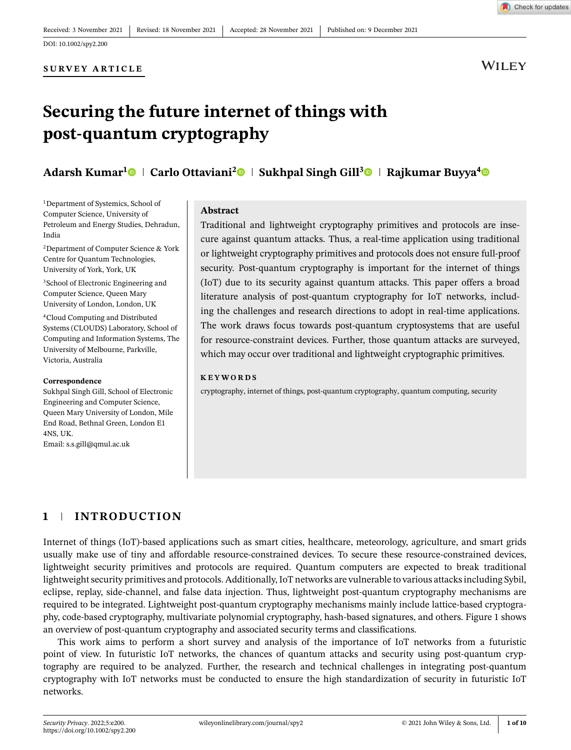Received: 3 November 2021 | Revised: 18 November 2021 | Accepted: 28 November 2021 | Published on: 9 December 2021

DOI: 10.1002/spy2.200

**SURVEY ARTICLE**

# Securing the future internet of things with post-quantum cryptography

**Adarsh Kumar[1] | Carlo Ottaviani[2] | Sukhpal Singh Gill[3] | Rajkumar Buyya[4]**

[1]Department of Systemics, School of Computer Science, University of Petroleum and Energy Studies, Dehradun, India

[2]Department of Computer Science & York Centre for Quantum Technologies, University of York, York, UK

[3]School of Electronic Engineering and Computer Science, Queen Mary University of London, London, UK

[4]Cloud Computing and Distributed Systems (CLOUDS) Laboratory, School of Computing and Information Systems, The University of Melbourne, Parkville, Victoria, Australia

**Correspondence**

Sukhpal Singh Gill, School of Electronic Engineering and Computer Science, Queen Mary University of London, Mile End Road, Bethnal Green, London E1 4NS, UK.
Email: s.s.gill@qmul.ac.uk

**Abstract**

Traditional and lightweight cryptography primitives and protocols are insecure against quantum attacks. Thus, a real-time application using traditional or lightweight cryptography primitives and protocols does not ensure full-proof security. Post-quantum cryptography is important for the internet of things (IoT) due to its security against quantum attacks. This paper offers a broad literature analysis of post-quantum cryptography for IoT networks, including the challenges and research directions to adopt in real-time applications. The work draws focus towards post-quantum cryptosystems that are useful for resource-constraint devices. Further, those quantum attacks are surveyed, which may occur over traditional and lightweight cryptographic primitives.

**KEYWORDS**

cryptography, internet of things, post-quantum cryptography, quantum computing, security

## 1 | INTRODUCTION

Internet of things (IoT)-based applications such as smart cities, healthcare, meteorology, agriculture, and smart grids usually make use of tiny and affordable resource-constrained devices. To secure these resource-constrained devices, lightweight security primitives and protocols are required. Quantum computers are expected to break traditional lightweight security primitives and protocols. Additionally, IoT networks are vulnerable to various attacks including Sybil, eclipse, replay, side-channel, and false data injection. Thus, lightweight post-quantum cryptography mechanisms are required to be integrated. Lightweight post-quantum cryptography mechanisms mainly include lattice-based cryptography, code-based cryptography, multivariate polynomial cryptography, hash-based signatures, and others. Figure 1 shows an overview of post-quantum cryptography and associated security terms and classifications.

This work aims to perform a short survey and analysis of the importance of IoT networks from a futuristic point of view. In futuristic IoT networks, the chances of quantum attacks and security using post-quantum cryptography are required to be analyzed. Further, the research and technical challenges in integrating post-quantum cryptography with IoT networks must be conducted to ensure the high standardization of security in futuristic IoT networks.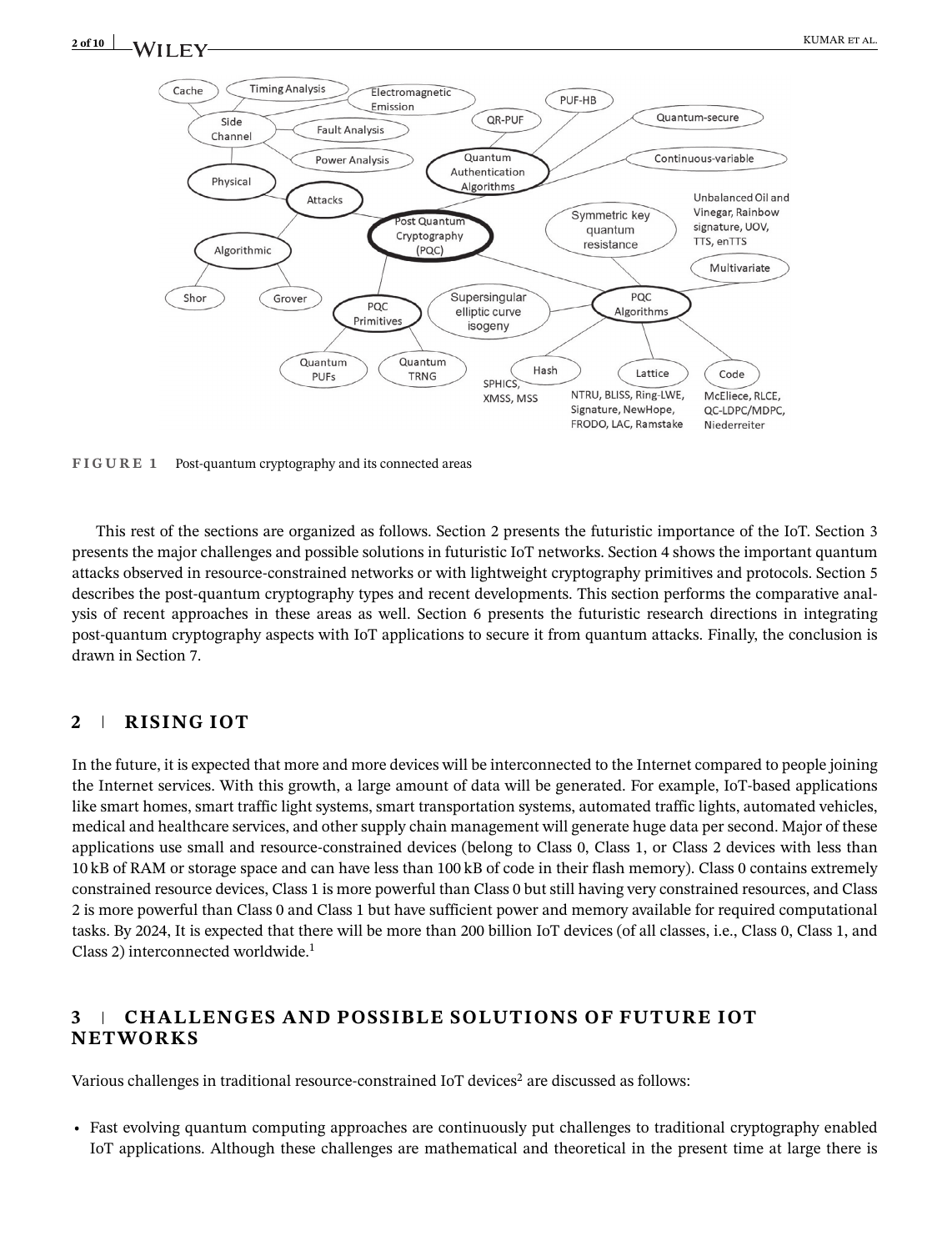Cache
Timing Analysis
Electromagnetic Emission
Side Channel
Fault Analysis
Power Analysis
Physical
Attacks
Algorithmic
Shor
Grover
QR-PUF
PUF-HB
Quantum-secure
Quantum Authentication Algorithms
Continuous-variable
Post Quantum Cryptography (PQC)
Symmetric key quantum resistance
Unbalanced Oil and Vinegar, Rainbow signature, UOV, TTS, enTTS
Multivariate
PQC Primitives
Supersingular elliptic curve isogeny
PQC Algorithms
Quantum PUFs
Quantum TRNG
Hash
SPHICS, XMSS, MSS
Lattice
NTRU, BLISS, Ring-LWE, Signature, NewHope, FRODO, LAC, Ramstake
Code
McEliece, RLCE, QC-LDPC/MDPC, Niederreiter

**FIGURE 1** Post-quantum cryptography and its connected areas

This rest of the sections are organized as follows. Section 2 presents the futuristic importance of the IoT. Section 3 presents the major challenges and possible solutions in futuristic IoT networks. Section 4 shows the important quantum attacks observed in resource-constrained networks or with lightweight cryptography primitives and protocols. Section 5 describes the post-quantum cryptography types and recent developments. This section performs the comparative analysis of recent approaches in these areas as well. Section 6 presents the futuristic research directions in integrating post-quantum cryptography aspects with IoT applications to secure it from quantum attacks. Finally, the conclusion is drawn in Section 7.

## 2 | RISING IOT

In the future, it is expected that more and more devices will be interconnected to the Internet compared to people joining the Internet services. With this growth, a large amount of data will be generated. For example, IoT-based applications like smart homes, smart traffic light systems, smart transportation systems, automated traffic lights, automated vehicles, medical and healthcare services, and other supply chain management will generate huge data per second. Major of these applications use small and resource-constrained devices (belong to Class 0, Class 1, or Class 2 devices with less than 10 kB of RAM or storage space and can have less than 100 kB of code in their flash memory). Class 0 contains extremely constrained resource devices, Class 1 is more powerful than Class 0 but still having very constrained resources, and Class 2 is more powerful than Class 0 and Class 1 but have sufficient power and memory available for required computational tasks. By 2024, It is expected that there will be more than 200 billion IoT devices (of all classes, i.e., Class 0, Class 1, and Class 2) interconnected worldwide.[1]

## 3 | CHALLENGES AND POSSIBLE SOLUTIONS OF FUTURE IOT NETWORKS

Various challenges in traditional resource-constrained IoT devices[2] are discussed as follows:

- Fast evolving quantum computing approaches are continuously put challenges to traditional cryptography enabled IoT applications. Although these challenges are mathematical and theoretical in the present time at large there is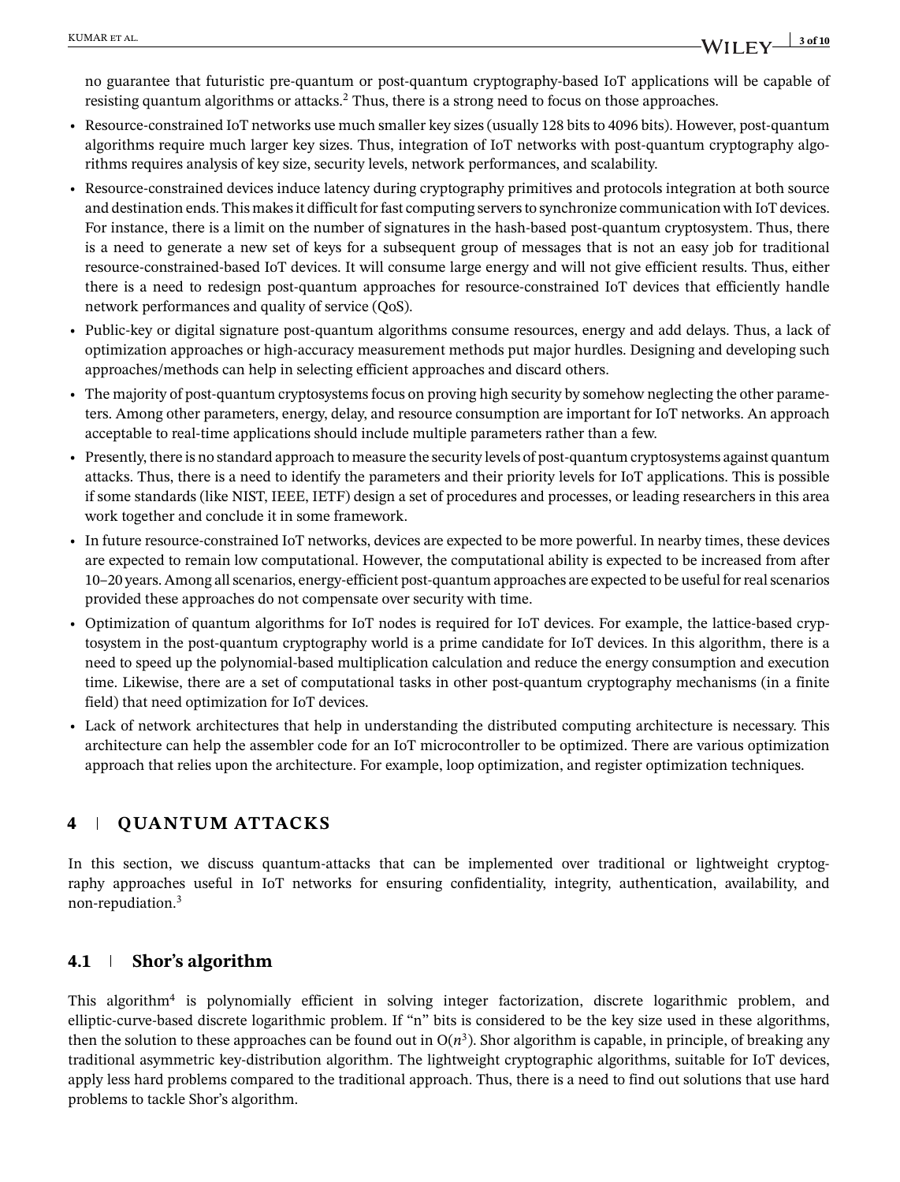no guarantee that futuristic pre-quantum or post-quantum cryptography-based IoT applications will be capable of resisting quantum algorithms or attacks.[2] Thus, there is a strong need to focus on those approaches.

- Resource-constrained IoT networks use much smaller key sizes (usually 128 bits to 4096 bits). However, post-quantum algorithms require much larger key sizes. Thus, integration of IoT networks with post-quantum cryptography algorithms requires analysis of key size, security levels, network performances, and scalability.
- Resource-constrained devices induce latency during cryptography primitives and protocols integration at both source and destination ends. This makes it difficult for fast computing servers to synchronize communication with IoT devices. For instance, there is a limit on the number of signatures in the hash-based post-quantum cryptosystem. Thus, there is a need to generate a new set of keys for a subsequent group of messages that is not an easy job for traditional resource-constrained-based IoT devices. It will consume large energy and will not give efficient results. Thus, either there is a need to redesign post-quantum approaches for resource-constrained IoT devices that efficiently handle network performances and quality of service (QoS).
- Public-key or digital signature post-quantum algorithms consume resources, energy and add delays. Thus, a lack of optimization approaches or high-accuracy measurement methods put major hurdles. Designing and developing such approaches/methods can help in selecting efficient approaches and discard others.
- The majority of post-quantum cryptosystems focus on proving high security by somehow neglecting the other parameters. Among other parameters, energy, delay, and resource consumption are important for IoT networks. An approach acceptable to real-time applications should include multiple parameters rather than a few.
- Presently, there is no standard approach to measure the security levels of post-quantum cryptosystems against quantum attacks. Thus, there is a need to identify the parameters and their priority levels for IoT applications. This is possible if some standards (like NIST, IEEE, IETF) design a set of procedures and processes, or leading researchers in this area work together and conclude it in some framework.
- In future resource-constrained IoT networks, devices are expected to be more powerful. In nearby times, these devices are expected to remain low computational. However, the computational ability is expected to be increased from after 10–20 years. Among all scenarios, energy-efficient post-quantum approaches are expected to be useful for real scenarios provided these approaches do not compensate over security with time.
- Optimization of quantum algorithms for IoT nodes is required for IoT devices. For example, the lattice-based cryptosystem in the post-quantum cryptography world is a prime candidate for IoT devices. In this algorithm, there is a need to speed up the polynomial-based multiplication calculation and reduce the energy consumption and execution time. Likewise, there are a set of computational tasks in other post-quantum cryptography mechanisms (in a finite field) that need optimization for IoT devices.
- Lack of network architectures that help in understanding the distributed computing architecture is necessary. This architecture can help the assembler code for an IoT microcontroller to be optimized. There are various optimization approach that relies upon the architecture. For example, loop optimization, and register optimization techniques.

## 4 | QUANTUM ATTACKS

In this section, we discuss quantum-attacks that can be implemented over traditional or lightweight cryptography approaches useful in IoT networks for ensuring confidentiality, integrity, authentication, availability, and non-repudiation.[3]

### 4.1 | Shor's algorithm

This algorithm[4] is polynomially efficient in solving integer factorization, discrete logarithmic problem, and elliptic-curve-based discrete logarithmic problem. If "n" bits is considered to be the key size used in these algorithms, then the solution to these approaches can be found out in $O(n^3)$. Shor algorithm is capable, in principle, of breaking any traditional asymmetric key-distribution algorithm. The lightweight cryptographic algorithms, suitable for IoT devices, apply less hard problems compared to the traditional approach. Thus, there is a need to find out solutions that use hard problems to tackle Shor's algorithm.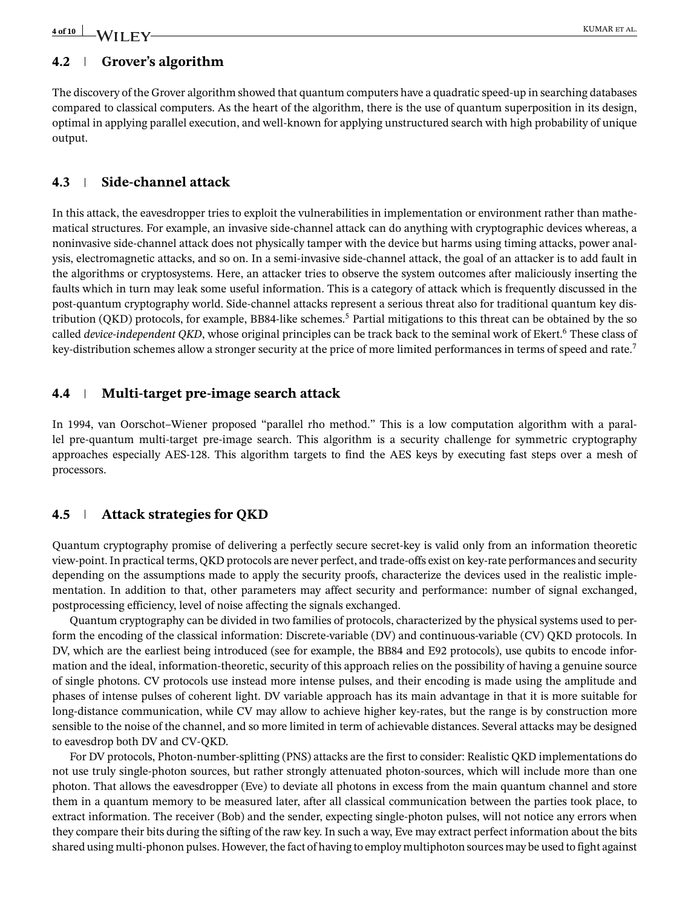### 4.2 Grover's algorithm

The discovery of the Grover algorithm showed that quantum computers have a quadratic speed-up in searching databases compared to classical computers. As the heart of the algorithm, there is the use of quantum superposition in its design, optimal in applying parallel execution, and well-known for applying unstructured search with high probability of unique output.

### 4.3 Side-channel attack

In this attack, the eavesdropper tries to exploit the vulnerabilities in implementation or environment rather than mathematical structures. For example, an invasive side-channel attack can do anything with cryptographic devices whereas, a noninvasive side-channel attack does not physically tamper with the device but harms using timing attacks, power analysis, electromagnetic attacks, and so on. In a semi-invasive side-channel attack, the goal of an attacker is to add fault in the algorithms or cryptosystems. Here, an attacker tries to observe the system outcomes after maliciously inserting the faults which in turn may leak some useful information. This is a category of attack which is frequently discussed in the post-quantum cryptography world. Side-channel attacks represent a serious threat also for traditional quantum key distribution (QKD) protocols, for example, BB84-like schemes.[5] Partial mitigations to this threat can be obtained by the so called *device-independent QKD*, whose original principles can be track back to the seminal work of Ekert.[6] These class of key-distribution schemes allow a stronger security at the price of more limited performances in terms of speed and rate.[7]

### 4.4 Multi-target pre-image search attack

In 1994, van Oorschot–Wiener proposed "parallel rho method." This is a low computation algorithm with a parallel pre-quantum multi-target pre-image search. This algorithm is a security challenge for symmetric cryptography approaches especially AES-128. This algorithm targets to find the AES keys by executing fast steps over a mesh of processors.

### 4.5 Attack strategies for QKD

Quantum cryptography promise of delivering a perfectly secure secret-key is valid only from an information theoretic view-point. In practical terms, QKD protocols are never perfect, and trade-offs exist on key-rate performances and security depending on the assumptions made to apply the security proofs, characterize the devices used in the realistic implementation. In addition to that, other parameters may affect security and performance: number of signal exchanged, postprocessing efficiency, level of noise affecting the signals exchanged.

Quantum cryptography can be divided in two families of protocols, characterized by the physical systems used to perform the encoding of the classical information: Discrete-variable (DV) and continuous-variable (CV) QKD protocols. In DV, which are the earliest being introduced (see for example, the BB84 and E92 protocols), use qubits to encode information and the ideal, information-theoretic, security of this approach relies on the possibility of having a genuine source of single photons. CV protocols use instead more intense pulses, and their encoding is made using the amplitude and phases of intense pulses of coherent light. DV variable approach has its main advantage in that it is more suitable for long-distance communication, while CV may allow to achieve higher key-rates, but the range is by construction more sensible to the noise of the channel, and so more limited in term of achievable distances. Several attacks may be designed to eavesdrop both DV and CV-QKD.

For DV protocols, Photon-number-splitting (PNS) attacks are the first to consider: Realistic QKD implementations do not use truly single-photon sources, but rather strongly attenuated photon-sources, which will include more than one photon. That allows the eavesdropper (Eve) to deviate all photons in excess from the main quantum channel and store them in a quantum memory to be measured later, after all classical communication between the parties took place, to extract information. The receiver (Bob) and the sender, expecting single-photon pulses, will not notice any errors when they compare their bits during the sifting of the raw key. In such a way, Eve may extract perfect information about the bits shared using multi-phonon pulses. However, the fact of having to employ multiphoton sources may be used to fight against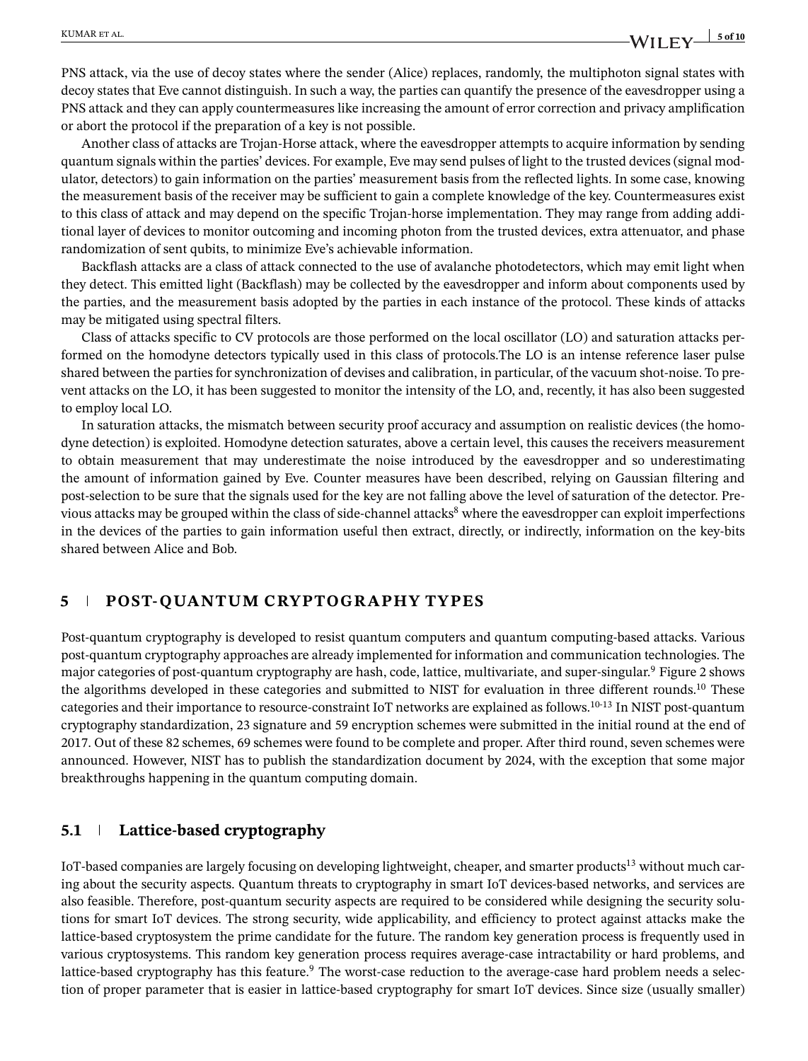PNS attack, via the use of decoy states where the sender (Alice) replaces, randomly, the multiphoton signal states with decoy states that Eve cannot distinguish. In such a way, the parties can quantify the presence of the eavesdropper using a PNS attack and they can apply countermeasures like increasing the amount of error correction and privacy amplification or abort the protocol if the preparation of a key is not possible.

Another class of attacks are Trojan-Horse attack, where the eavesdropper attempts to acquire information by sending quantum signals within the parties' devices. For example, Eve may send pulses of light to the trusted devices (signal modulator, detectors) to gain information on the parties' measurement basis from the reflected lights. In some case, knowing the measurement basis of the receiver may be sufficient to gain a complete knowledge of the key. Countermeasures exist to this class of attack and may depend on the specific Trojan-horse implementation. They may range from adding additional layer of devices to monitor outcoming and incoming photon from the trusted devices, extra attenuator, and phase randomization of sent qubits, to minimize Eve's achievable information.

Backflash attacks are a class of attack connected to the use of avalanche photodetectors, which may emit light when they detect. This emitted light (Backflash) may be collected by the eavesdropper and inform about components used by the parties, and the measurement basis adopted by the parties in each instance of the protocol. These kinds of attacks may be mitigated using spectral filters.

Class of attacks specific to CV protocols are those performed on the local oscillator (LO) and saturation attacks performed on the homodyne detectors typically used in this class of protocols.The LO is an intense reference laser pulse shared between the parties for synchronization of devises and calibration, in particular, of the vacuum shot-noise. To prevent attacks on the LO, it has been suggested to monitor the intensity of the LO, and, recently, it has also been suggested to employ local LO.

In saturation attacks, the mismatch between security proof accuracy and assumption on realistic devices (the homodyne detection) is exploited. Homodyne detection saturates, above a certain level, this causes the receivers measurement to obtain measurement that may underestimate the noise introduced by the eavesdropper and so underestimating the amount of information gained by Eve. Counter measures have been described, relying on Gaussian filtering and post-selection to be sure that the signals used for the key are not falling above the level of saturation of the detector. Previous attacks may be grouped within the class of side-channel attacks[8] where the eavesdropper can exploit imperfections in the devices of the parties to gain information useful then extract, directly, or indirectly, information on the key-bits shared between Alice and Bob.

## 5 POST-QUANTUM CRYPTOGRAPHY TYPES

Post-quantum cryptography is developed to resist quantum computers and quantum computing-based attacks. Various post-quantum cryptography approaches are already implemented for information and communication technologies. The major categories of post-quantum cryptography are hash, code, lattice, multivariate, and super-singular.[9] Figure 2 shows the algorithms developed in these categories and submitted to NIST for evaluation in three different rounds.[10] These categories and their importance to resource-constraint IoT networks are explained as follows.[10-13] In NIST post-quantum cryptography standardization, 23 signature and 59 encryption schemes were submitted in the initial round at the end of 2017. Out of these 82 schemes, 69 schemes were found to be complete and proper. After third round, seven schemes were announced. However, NIST has to publish the standardization document by 2024, with the exception that some major breakthroughs happening in the quantum computing domain.

### 5.1 Lattice-based cryptography

IoT-based companies are largely focusing on developing lightweight, cheaper, and smarter products[13] without much caring about the security aspects. Quantum threats to cryptography in smart IoT devices-based networks, and services are also feasible. Therefore, post-quantum security aspects are required to be considered while designing the security solutions for smart IoT devices. The strong security, wide applicability, and efficiency to protect against attacks make the lattice-based cryptosystem the prime candidate for the future. The random key generation process is frequently used in various cryptosystems. This random key generation process requires average-case intractability or hard problems, and lattice-based cryptography has this feature.[9] The worst-case reduction to the average-case hard problem needs a selection of proper parameter that is easier in lattice-based cryptography for smart IoT devices. Since size (usually smaller)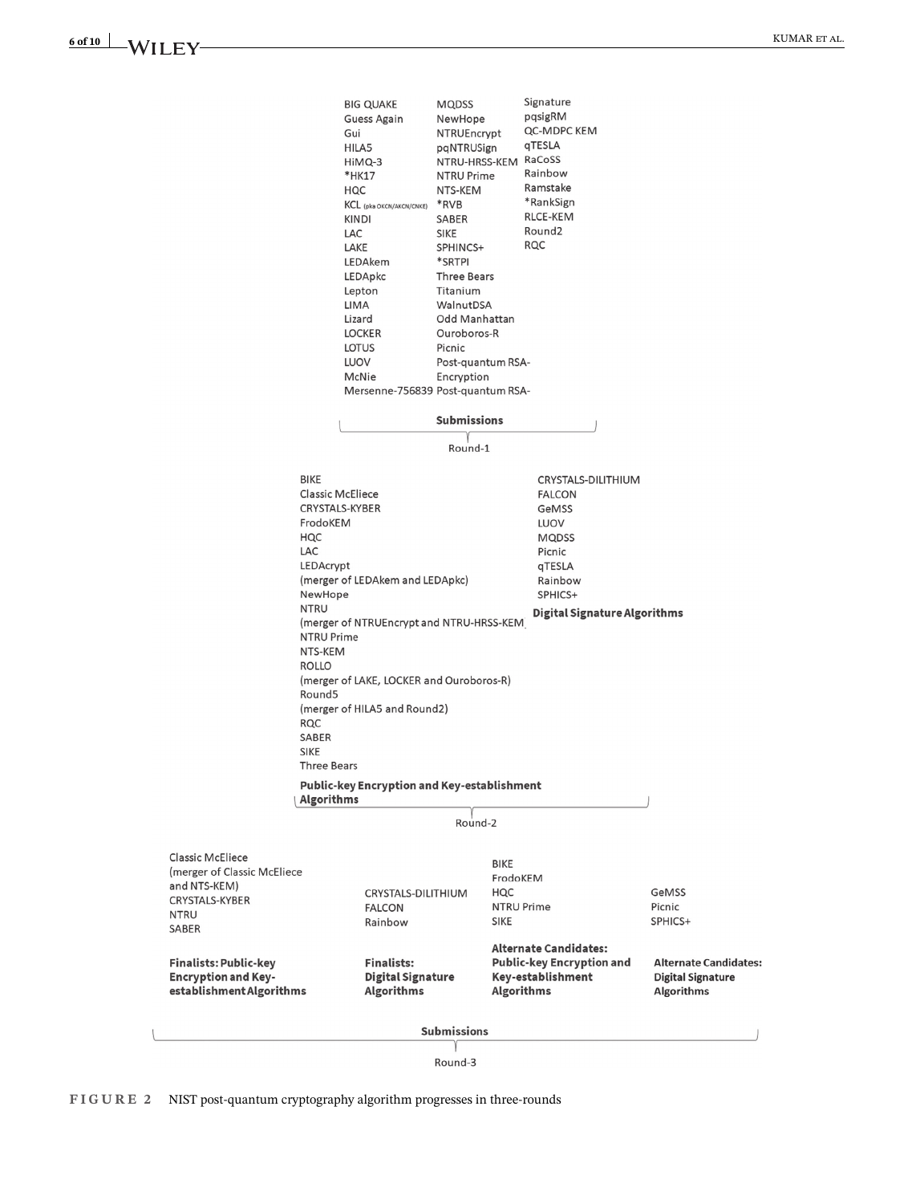BIG QUAKE
Guess Again
Gui
HILA5
HiMQ-3
*HK17
HQC
KCL (pka OKCN/AKCN/CNKE)
KINDI
LAC
LAKE
LEDAkem
LEDApkc
Lepton
LIMA
Lizard
LOCKER
LOTUS
LUOV
McNie
Mersenne-756839

MQDSS
NewHope
NTRUEncrypt
pqNTRUSign
NTRU-HRSS-KEM
NTRU Prime
NTS-KEM
*RVB
SABER
SIKE
SPHINCS+
*SRTPI
Three Bears
Titanium
WalnutDSA
Odd Manhattan
Ouroboros-R
Picnic
Post-quantum RSA-Encryption
Post-quantum RSA-Signature

pqsigRM
QC-MDPC KEM
qTESLA
RaCoSS
Rainbow
Ramstake
*RankSign
RLCE-KEM
Round2
RQC

**Submissions**

Round-1

BIKE
Classic McEliece
CRYSTALS-KYBER
FrodoKEM
HQC
LAC
LEDAcrypt
(merger of LEDAkem and LEDApkc)
NewHope
NTRU
(merger of NTRUEncrypt and NTRU-HRSS-KEM
NTRU Prime
NTS-KEM
ROLLO
(merger of LAKE, LOCKER and Ouroboros-R)
Round5
(merger of HILA5 and Round2)
RQC
SABER
SIKE
Three Bears

**Public-key Encryption and Key-establishment Algorithms**

CRYSTALS-DILITHIUM
FALCON
GeMSS
LUOV
MQDSS
Picnic
qTESLA
Rainbow
SPHICS+

**Digital Signature Algorithms**

Round-2

Classic McEliece
(merger of Classic McEliece and NTS-KEM)
CRYSTALS-KYBER
NTRU
SABER

**Finalists: Public-key Encryption and Key-establishment Algorithms**

CRYSTALS-DILITHIUM
FALCON
Rainbow

**Finalists: Digital Signature Algorithms**

BIKE
FrodoKEM
HQC
NTRU Prime
SIKE

**Alternate Candidates: Public-key Encryption and Key-establishment Algorithms**

GeMSS
Picnic
SPHICS+

**Alternate Candidates: Digital Signature Algorithms**

**Submissions**

Round-3

**FIGURE 2** NIST post-quantum cryptography algorithm progresses in three-rounds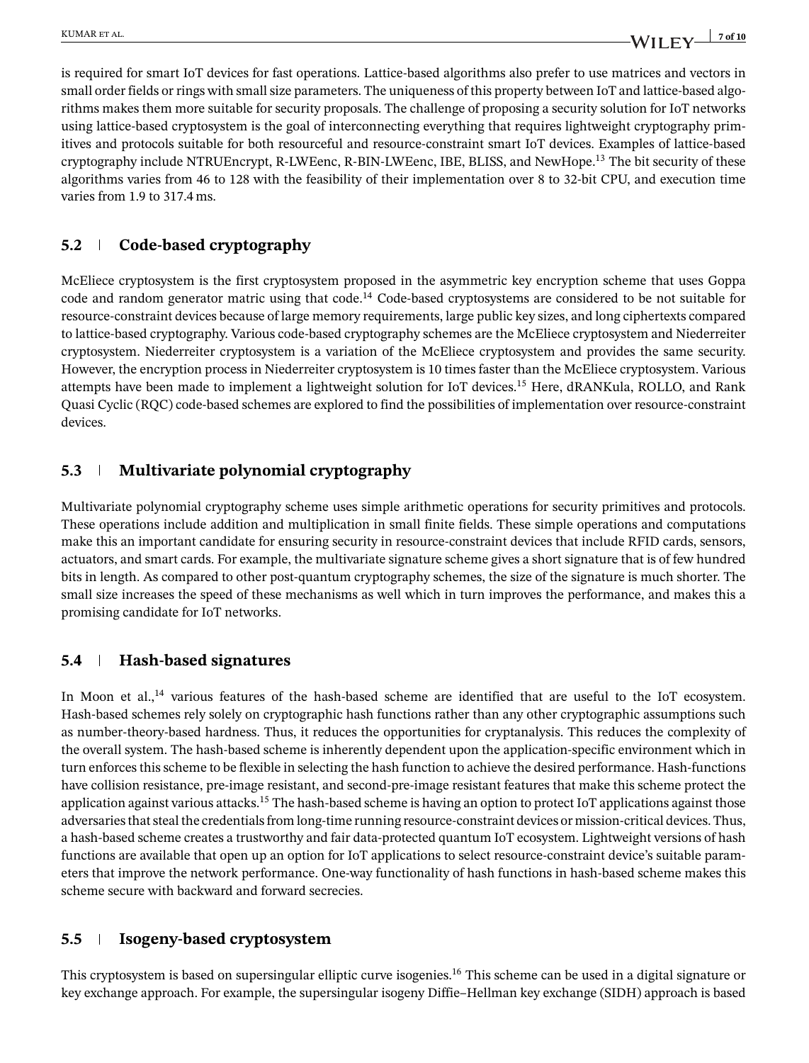is required for smart IoT devices for fast operations. Lattice-based algorithms also prefer to use matrices and vectors in small order fields or rings with small size parameters. The uniqueness of this property between IoT and lattice-based algorithms makes them more suitable for security proposals. The challenge of proposing a security solution for IoT networks using lattice-based cryptosystem is the goal of interconnecting everything that requires lightweight cryptography primitives and protocols suitable for both resourceful and resource-constraint smart IoT devices. Examples of lattice-based cryptography include NTRUEncrypt, R-LWEenc, R-BIN-LWEenc, IBE, BLISS, and NewHope.[13] The bit security of these algorithms varies from 46 to 128 with the feasibility of their implementation over 8 to 32-bit CPU, and execution time varies from 1.9 to 317.4 ms.

## 5.2 | Code-based cryptography

McEliece cryptosystem is the first cryptosystem proposed in the asymmetric key encryption scheme that uses Goppa code and random generator matric using that code.[14] Code-based cryptosystems are considered to be not suitable for resource-constraint devices because of large memory requirements, large public key sizes, and long ciphertexts compared to lattice-based cryptography. Various code-based cryptography schemes are the McEliece cryptosystem and Niederreiter cryptosystem. Niederreiter cryptosystem is a variation of the McEliece cryptosystem and provides the same security. However, the encryption process in Niederreiter cryptosystem is 10 times faster than the McEliece cryptosystem. Various attempts have been made to implement a lightweight solution for IoT devices.[15] Here, dRANKula, ROLLO, and Rank Quasi Cyclic (RQC) code-based schemes are explored to find the possibilities of implementation over resource-constraint devices.

## 5.3 | Multivariate polynomial cryptography

Multivariate polynomial cryptography scheme uses simple arithmetic operations for security primitives and protocols. These operations include addition and multiplication in small finite fields. These simple operations and computations make this an important candidate for ensuring security in resource-constraint devices that include RFID cards, sensors, actuators, and smart cards. For example, the multivariate signature scheme gives a short signature that is of few hundred bits in length. As compared to other post-quantum cryptography schemes, the size of the signature is much shorter. The small size increases the speed of these mechanisms as well which in turn improves the performance, and makes this a promising candidate for IoT networks.

## 5.4 | Hash-based signatures

In Moon et al.,[14] various features of the hash-based scheme are identified that are useful to the IoT ecosystem. Hash-based schemes rely solely on cryptographic hash functions rather than any other cryptographic assumptions such as number-theory-based hardness. Thus, it reduces the opportunities for cryptanalysis. This reduces the complexity of the overall system. The hash-based scheme is inherently dependent upon the application-specific environment which in turn enforces this scheme to be flexible in selecting the hash function to achieve the desired performance. Hash-functions have collision resistance, pre-image resistant, and second-pre-image resistant features that make this scheme protect the application against various attacks.[15] The hash-based scheme is having an option to protect IoT applications against those adversaries that steal the credentials from long-time running resource-constraint devices or mission-critical devices. Thus, a hash-based scheme creates a trustworthy and fair data-protected quantum IoT ecosystem. Lightweight versions of hash functions are available that open up an option for IoT applications to select resource-constraint device's suitable parameters that improve the network performance. One-way functionality of hash functions in hash-based scheme makes this scheme secure with backward and forward secrecies.

## 5.5 | Isogeny-based cryptosystem

This cryptosystem is based on supersingular elliptic curve isogenies.[16] This scheme can be used in a digital signature or key exchange approach. For example, the supersingular isogeny Diffie–Hellman key exchange (SIDH) approach is based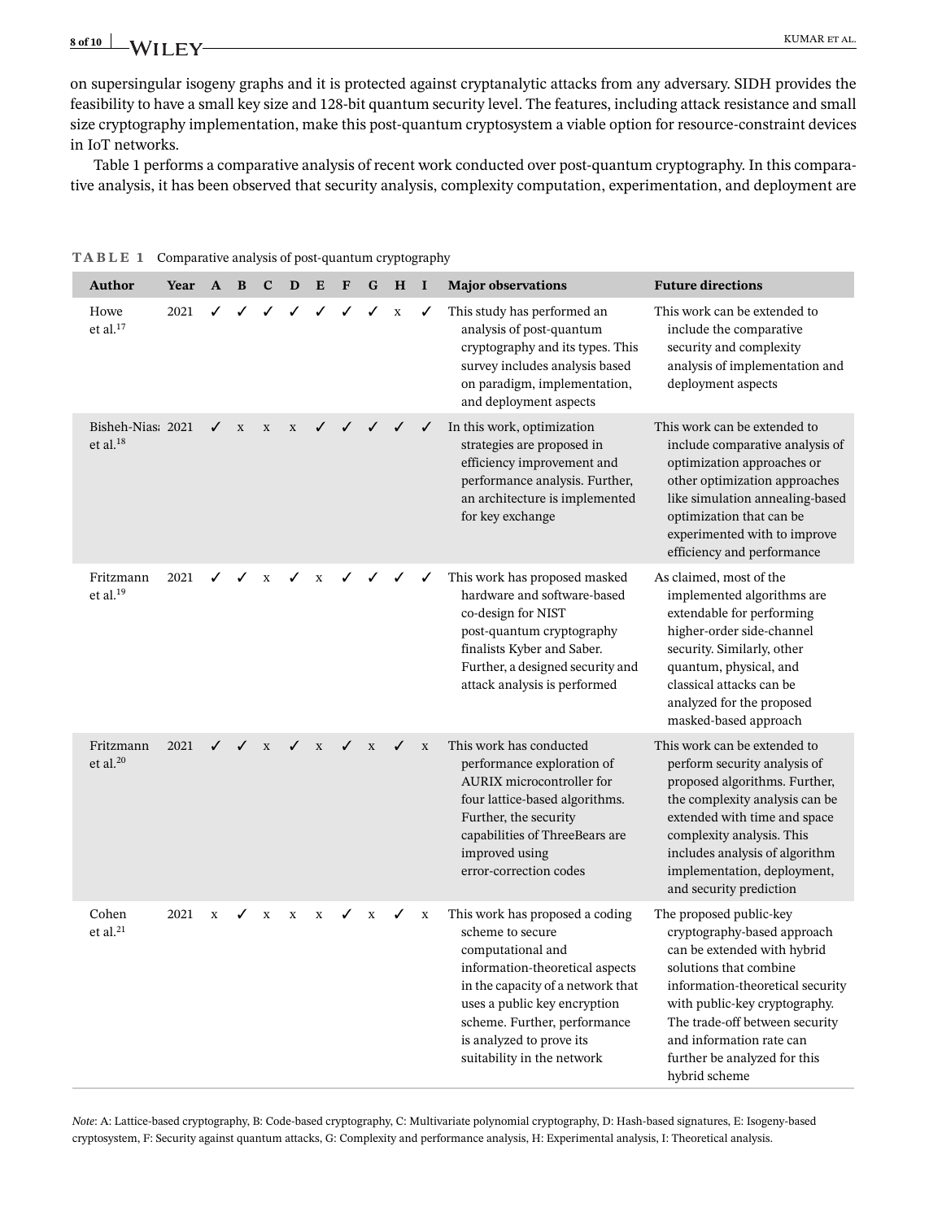on supersingular isogeny graphs and it is protected against cryptanalytic attacks from any adversary. SIDH provides the feasibility to have a small key size and 128-bit quantum security level. The features, including attack resistance and small size cryptography implementation, make this post-quantum cryptosystem a viable option for resource-constraint devices in IoT networks.

Table 1 performs a comparative analysis of recent work conducted over post-quantum cryptography. In this comparative analysis, it has been observed that security analysis, complexity computation, experimentation, and deployment are

**TABLE 1** Comparative analysis of post-quantum cryptography

| Author | Year | A | B | C | D | E | F | G | H | I | Major observations | Future directions |
|---|---|---|---|---|---|---|---|---|---|---|---|---|
| Howe et al.[17] | 2021 | ✓ | ✓ | ✓ | ✓ | ✓ | ✓ | ✓ | x | ✓ | This study has performed an analysis of post-quantum cryptography and its types. This survey includes analysis based on paradigm, implementation, and deployment aspects | This work can be extended to include the comparative security and complexity analysis of implementation and deployment aspects |
| Bisheh-Niasar et al.[18] | 2021 | ✓ | x | x | x | ✓ | ✓ | ✓ | ✓ | ✓ | In this work, optimization strategies are proposed in efficiency improvement and performance analysis. Further, an architecture is implemented for key exchange | This work can be extended to include comparative analysis of optimization approaches or other optimization approaches like simulation annealing-based optimization that can be experimented with to improve efficiency and performance |
| Fritzmann et al.[19] | 2021 | ✓ | ✓ | x | ✓ | x | ✓ | ✓ | ✓ | ✓ | This work has proposed masked hardware and software-based co-design for NIST post-quantum cryptography finalists Kyber and Saber. Further, a designed security and attack analysis is performed | As claimed, most of the implemented algorithms are extendable for performing higher-order side-channel security. Similarly, other quantum, physical, and classical attacks can be analyzed for the proposed masked-based approach |
| Fritzmann et al.[20] | 2021 | ✓ | ✓ | x | ✓ | x | ✓ | x | ✓ | x | This work has conducted performance exploration of AURIX microcontroller for four lattice-based algorithms. Further, the security capabilities of ThreeBears are improved using error-correction codes | This work can be extended to perform security analysis of proposed algorithms. Further, the complexity analysis can be extended with time and space complexity analysis. This includes analysis of algorithm implementation, deployment, and security prediction |
| Cohen et al.[21] | 2021 | x | ✓ | x | x | x | ✓ | x | ✓ | x | This work has proposed a coding scheme to secure computational and information-theoretical aspects in the capacity of a network that uses a public key encryption scheme. Further, performance is analyzed to prove its suitability in the network | The proposed public-key cryptography-based approach can be extended with hybrid solutions that combine information-theoretical security with public-key cryptography. The trade-off between security and information rate can further be analyzed for this hybrid scheme |

*Note*: A: Lattice-based cryptography, B: Code-based cryptography, C: Multivariate polynomial cryptography, D: Hash-based signatures, E: Isogeny-based cryptosystem, F: Security against quantum attacks, G: Complexity and performance analysis, H: Experimental analysis, I: Theoretical analysis.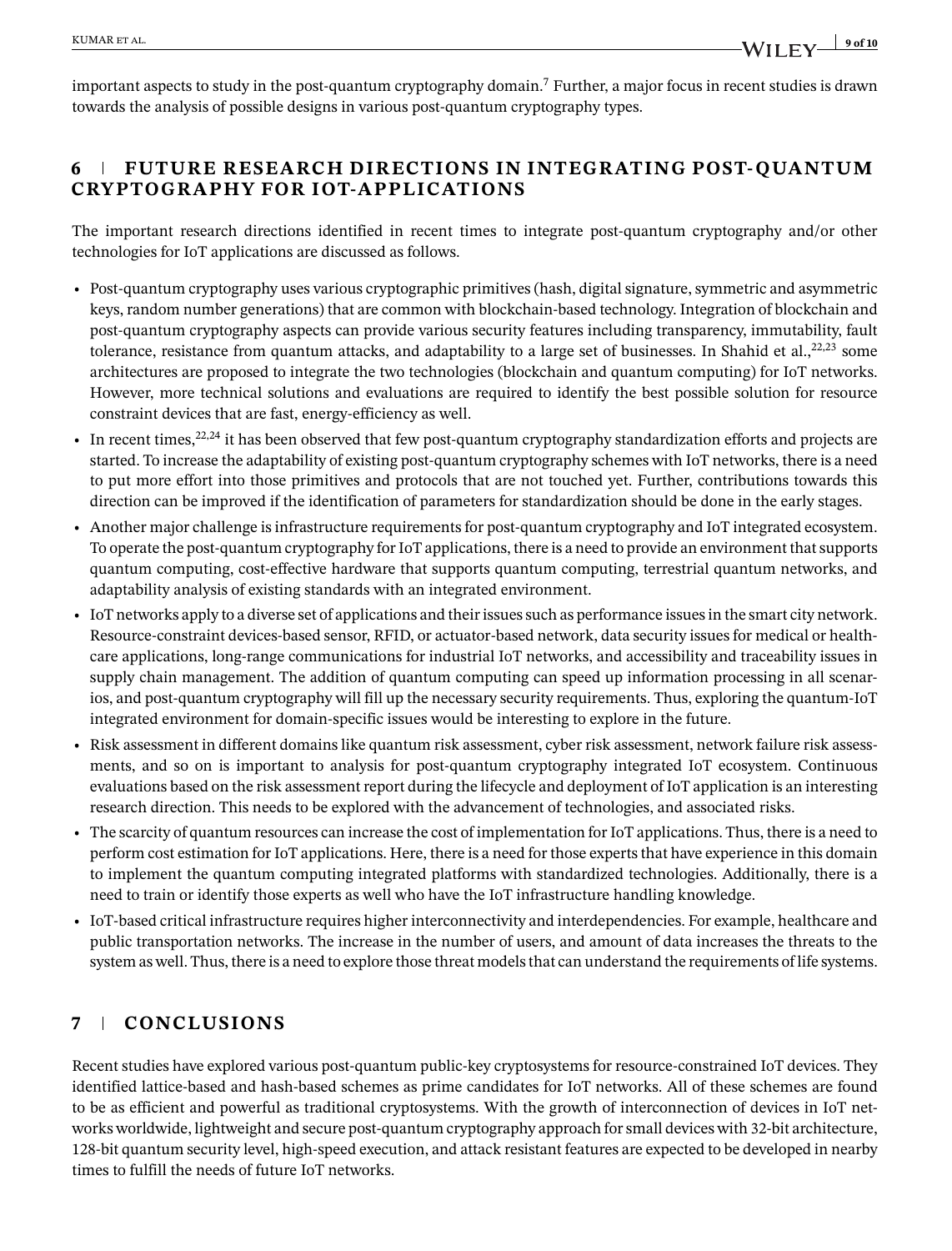important aspects to study in the post-quantum cryptography domain.[7] Further, a major focus in recent studies is drawn towards the analysis of possible designs in various post-quantum cryptography types.

## 6 | FUTURE RESEARCH DIRECTIONS IN INTEGRATING POST-QUANTUM CRYPTOGRAPHY FOR IOT-APPLICATIONS

The important research directions identified in recent times to integrate post-quantum cryptography and/or other technologies for IoT applications are discussed as follows.

- Post-quantum cryptography uses various cryptographic primitives (hash, digital signature, symmetric and asymmetric keys, random number generations) that are common with blockchain-based technology. Integration of blockchain and post-quantum cryptography aspects can provide various security features including transparency, immutability, fault tolerance, resistance from quantum attacks, and adaptability to a large set of businesses. In Shahid et al.,[22,23] some architectures are proposed to integrate the two technologies (blockchain and quantum computing) for IoT networks. However, more technical solutions and evaluations are required to identify the best possible solution for resource constraint devices that are fast, energy-efficiency as well.
- In recent times,[22,24] it has been observed that few post-quantum cryptography standardization efforts and projects are started. To increase the adaptability of existing post-quantum cryptography schemes with IoT networks, there is a need to put more effort into those primitives and protocols that are not touched yet. Further, contributions towards this direction can be improved if the identification of parameters for standardization should be done in the early stages.
- Another major challenge is infrastructure requirements for post-quantum cryptography and IoT integrated ecosystem. To operate the post-quantum cryptography for IoT applications, there is a need to provide an environment that supports quantum computing, cost-effective hardware that supports quantum computing, terrestrial quantum networks, and adaptability analysis of existing standards with an integrated environment.
- IoT networks apply to a diverse set of applications and their issues such as performance issues in the smart city network. Resource-constraint devices-based sensor, RFID, or actuator-based network, data security issues for medical or healthcare applications, long-range communications for industrial IoT networks, and accessibility and traceability issues in supply chain management. The addition of quantum computing can speed up information processing in all scenarios, and post-quantum cryptography will fill up the necessary security requirements. Thus, exploring the quantum-IoT integrated environment for domain-specific issues would be interesting to explore in the future.
- Risk assessment in different domains like quantum risk assessment, cyber risk assessment, network failure risk assessments, and so on is important to analysis for post-quantum cryptography integrated IoT ecosystem. Continuous evaluations based on the risk assessment report during the lifecycle and deployment of IoT application is an interesting research direction. This needs to be explored with the advancement of technologies, and associated risks.
- The scarcity of quantum resources can increase the cost of implementation for IoT applications. Thus, there is a need to perform cost estimation for IoT applications. Here, there is a need for those experts that have experience in this domain to implement the quantum computing integrated platforms with standardized technologies. Additionally, there is a need to train or identify those experts as well who have the IoT infrastructure handling knowledge.
- IoT-based critical infrastructure requires higher interconnectivity and interdependencies. For example, healthcare and public transportation networks. The increase in the number of users, and amount of data increases the threats to the system as well. Thus, there is a need to explore those threat models that can understand the requirements of life systems.

## 7 | CONCLUSIONS

Recent studies have explored various post-quantum public-key cryptosystems for resource-constrained IoT devices. They identified lattice-based and hash-based schemes as prime candidates for IoT networks. All of these schemes are found to be as efficient and powerful as traditional cryptosystems. With the growth of interconnection of devices in IoT networks worldwide, lightweight and secure post-quantum cryptography approach for small devices with 32-bit architecture, 128-bit quantum security level, high-speed execution, and attack resistant features are expected to be developed in nearby times to fulfill the needs of future IoT networks.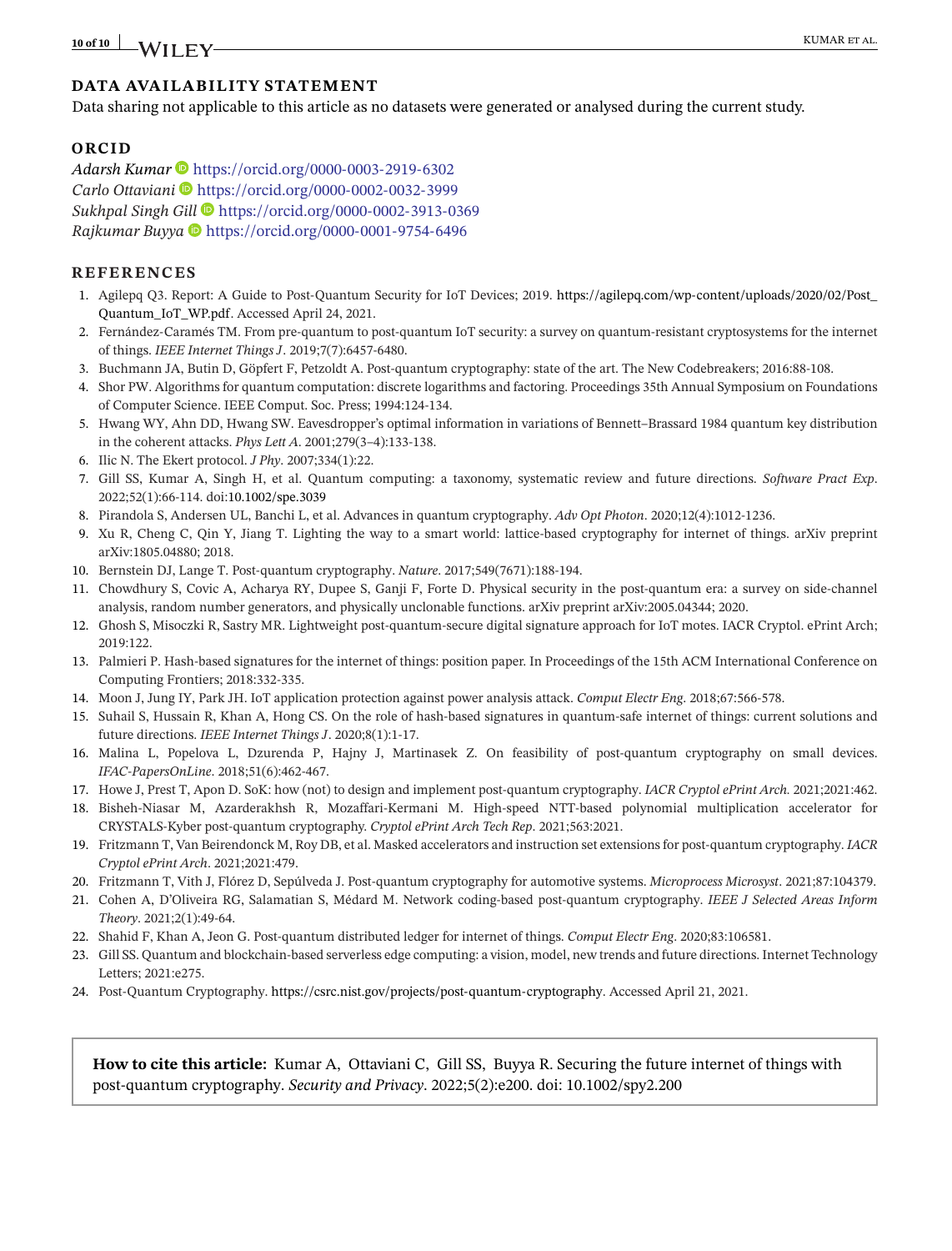## DATA AVAILABILITY STATEMENT

Data sharing not applicable to this article as no datasets were generated or analysed during the current study.

## ORCID

*Adarsh Kumar* https://orcid.org/0000-0003-2919-6302
*Carlo Ottaviani* https://orcid.org/0000-0002-0032-3999
*Sukhpal Singh Gill* https://orcid.org/0000-0002-3913-0369
*Rajkumar Buyya* https://orcid.org/0000-0001-9754-6496

## REFERENCES

1. Agilepq Q3. Report: A Guide to Post-Quantum Security for IoT Devices; 2019. https://agilepq.com/wp-content/uploads/2020/02/Post_Quantum_IoT_WP.pdf. Accessed April 24, 2021.
2. Fernández-Caramés TM. From pre-quantum to post-quantum IoT security: a survey on quantum-resistant cryptosystems for the internet of things. *IEEE Internet Things J*. 2019;7(7):6457-6480.
3. Buchmann JA, Butin D, Göpfert F, Petzoldt A. Post-quantum cryptography: state of the art. The New Codebreakers; 2016:88-108.
4. Shor PW. Algorithms for quantum computation: discrete logarithms and factoring. Proceedings 35th Annual Symposium on Foundations of Computer Science. IEEE Comput. Soc. Press; 1994:124-134.
5. Hwang WY, Ahn DD, Hwang SW. Eavesdropper's optimal information in variations of Bennett–Brassard 1984 quantum key distribution in the coherent attacks. *Phys Lett A*. 2001;279(3–4):133-138.
6. Ilic N. The Ekert protocol. *J Phy*. 2007;334(1):22.
7. Gill SS, Kumar A, Singh H, et al. Quantum computing: a taxonomy, systematic review and future directions. *Software Pract Exp*. 2022;52(1):66-114. doi:10.1002/spe.3039
8. Pirandola S, Andersen UL, Banchi L, et al. Advances in quantum cryptography. *Adv Opt Photon*. 2020;12(4):1012-1236.
9. Xu R, Cheng C, Qin Y, Jiang T. Lighting the way to a smart world: lattice-based cryptography for internet of things. arXiv preprint arXiv:1805.04880; 2018.
10. Bernstein DJ, Lange T. Post-quantum cryptography. *Nature*. 2017;549(7671):188-194.
11. Chowdhury S, Covic A, Acharya RY, Dupee S, Ganji F, Forte D. Physical security in the post-quantum era: a survey on side-channel analysis, random number generators, and physically unclonable functions. arXiv preprint arXiv:2005.04344; 2020.
12. Ghosh S, Misoczki R, Sastry MR. Lightweight post-quantum-secure digital signature approach for IoT motes. IACR Cryptol. ePrint Arch; 2019:122.
13. Palmieri P. Hash-based signatures for the internet of things: position paper. In Proceedings of the 15th ACM International Conference on Computing Frontiers; 2018:332-335.
14. Moon J, Jung IY, Park JH. IoT application protection against power analysis attack. *Comput Electr Eng*. 2018;67:566-578.
15. Suhail S, Hussain R, Khan A, Hong CS. On the role of hash-based signatures in quantum-safe internet of things: current solutions and future directions. *IEEE Internet Things J*. 2020;8(1):1-17.
16. Malina L, Popelova L, Dzurenda P, Hajny J, Martinasek Z. On feasibility of post-quantum cryptography on small devices. *IFAC-PapersOnLine*. 2018;51(6):462-467.
17. Howe J, Prest T, Apon D. SoK: how (not) to design and implement post-quantum cryptography. *IACR Cryptol ePrint Arch.* 2021;2021:462.
18. Bisheh-Niasar M, Azarderakhsh R, Mozaffari-Kermani M. High-speed NTT-based polynomial multiplication accelerator for CRYSTALS-Kyber post-quantum cryptography. *Cryptol ePrint Arch Tech Rep*. 2021;563:2021.
19. Fritzmann T, Van Beirendonck M, Roy DB, et al. Masked accelerators and instruction set extensions for post-quantum cryptography. *IACR Cryptol ePrint Arch*. 2021;2021:479.
20. Fritzmann T, Vith J, Flórez D, Sepúlveda J. Post-quantum cryptography for automotive systems. *Microprocess Microsyst*. 2021;87:104379.
21. Cohen A, D'Oliveira RG, Salamatian S, Médard M. Network coding-based post-quantum cryptography. *IEEE J Selected Areas Inform Theory*. 2021;2(1):49-64.
22. Shahid F, Khan A, Jeon G. Post-quantum distributed ledger for internet of things. *Comput Electr Eng*. 2020;83:106581.
23. Gill SS. Quantum and blockchain-based serverless edge computing: a vision, model, new trends and future directions. Internet Technology Letters; 2021:e275.
24. Post-Quantum Cryptography. https://csrc.nist.gov/projects/post-quantum-cryptography. Accessed April 21, 2021.

**How to cite this article:** Kumar A, Ottaviani C, Gill SS, Buyya R. Securing the future internet of things with post-quantum cryptography. *Security and Privacy*. 2022;5(2):e200. doi: 10.1002/spy2.200